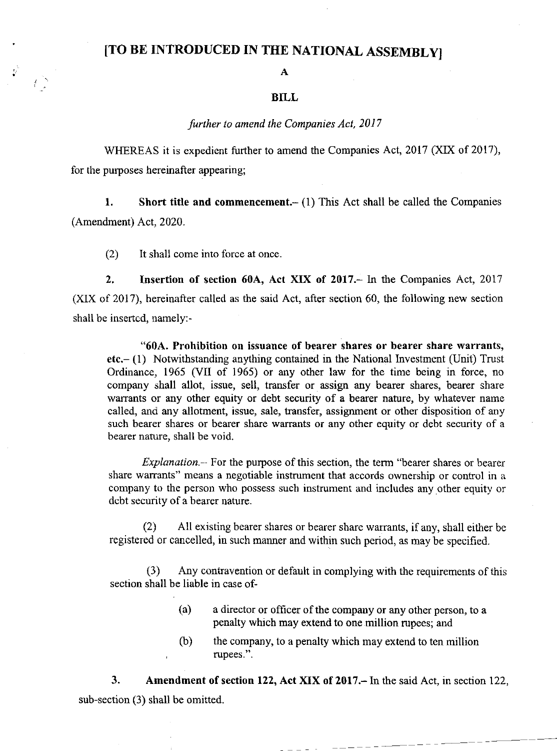# [TO BE INTRODUCED IN THE NATIONAL ASSEMBLY]

**A**

**BILL**

*further to amend the Companies Act, 2017*

WHEREAS it is expedient further to amend the Companies Act, 2017 (XIX of 2017), for the purposes hereinafter appearing;

**1. Short title and commencement.**– (1) This Act shall be called the Companies (Amendment) Act, 2020.

(2) It shall come into force at once.

**2. Insertion of section 60A, Act XIX of 2017.**– In the Companies Act, 2017 (XIX of 2017), hereinafter called as the said Act, after section 60, the following new section shall be inserted, namely:-

> "**60A. Prohibition on issuance of bearer shares or bearer share warrants, etc.**– (1) Notwithstanding anything contained in the National Investment (Unit) Trust Ordinance, 1965 (VII of 1965) or any other law for the time being in force, no company shall allot, issue, sell, transfer or assign any bearer shares, bearer share warrants or any other equity or debt security of a bearer nature, by whatever name called, and any allotment, issue, sale, transfer, assignment or other disposition of any such bearer shares or bearer share warrants or any other equity or debt security of a bearer nature, shall be void.
>
> *Explanation.*– For the purpose of this section, the term "bearer shares or bearer share warrants" means a negotiable instrument that accords ownership or control in a company to the person who possess such instrument and includes any other equity or debt security of a bearer nature.
>
> (2) All existing bearer shares or bearer share warrants, if any, shall either be registered or cancelled, in such manner and within such period, as may be specified.
>
> (3) Any contravention or default in complying with the requirements of this section shall be liable in case of-
>
> (a) a director or officer of the company or any other person, to a penalty which may extend to one million rupees; and
>
> (b) the company, to a penalty which may extend to ten million rupees.".

**3. Amendment of section 122, Act XIX of 2017.**– In the said Act, in section 122, sub-section (3) shall be omitted.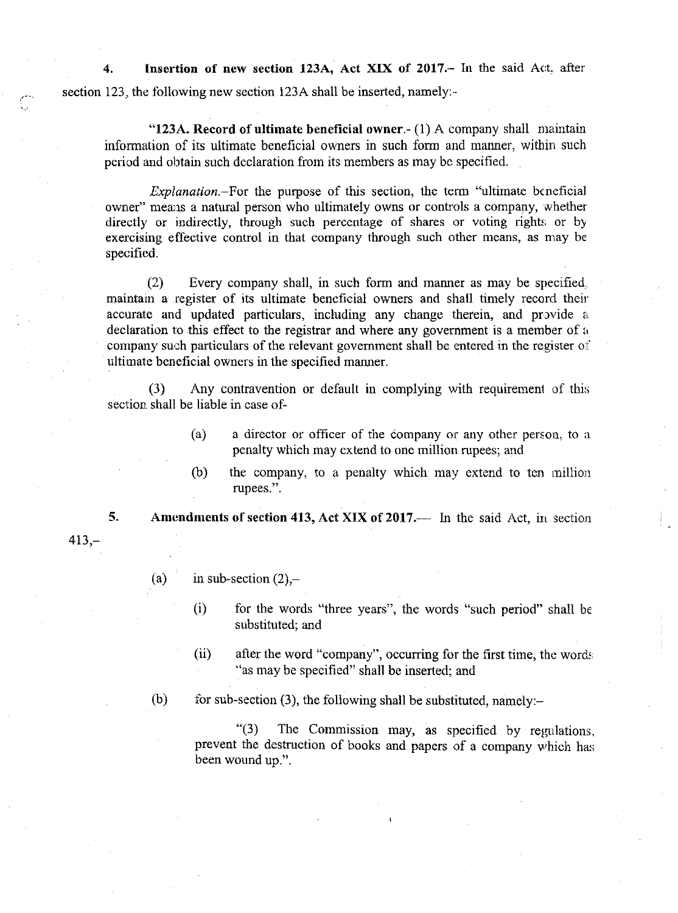**4. Insertion of new section 123A, Act XIX of 2017.**- In the said Act, after section 123, the following new section 123A shall be inserted, namely:-

"**123A. Record of ultimate beneficial owner**.- (1) A company shall maintain information of its ultimate beneficial owners in such form and manner, within such period and obtain such declaration from its members as may be specified.

*Explanation*.-For the purpose of this section, the term "ultimate beneficial owner" means a natural person who ultimately owns or controls a company, whether directly or indirectly, through such percentage of shares or voting rights or by exercising effective control in that company through such other means, as may be specified.

(2) Every company shall, in such form and manner as may be specified, maintain a register of its ultimate beneficial owners and shall timely record their accurate and updated particulars, including any change therein, and provide a declaration to this effect to the registrar and where any government is a member of a company such particulars of the relevant government shall be entered in the register of ultimate beneficial owners in the specified manner.

(3) Any contravention or default in complying with requirement of this section shall be liable in case of-

(a) a director or officer of the company or any other person, to a penalty which may extend to one million rupees; and

(b) the company, to a penalty which may extend to ten million rupees.".

**5. Amendments of section 413, Act XIX of 2017.**— In the said Act, in section 413,–

(a) in sub-section (2),–

(i) for the words "three years", the words "such period" shall be substituted; and

(ii) after the word "company", occurring for the first time, the words "as may be specified" shall be inserted; and

(b) for sub-section (3), the following shall be substituted, namely:–

"(3) The Commission may, as specified by regulations, prevent the destruction of books and papers of a company which has been wound up.".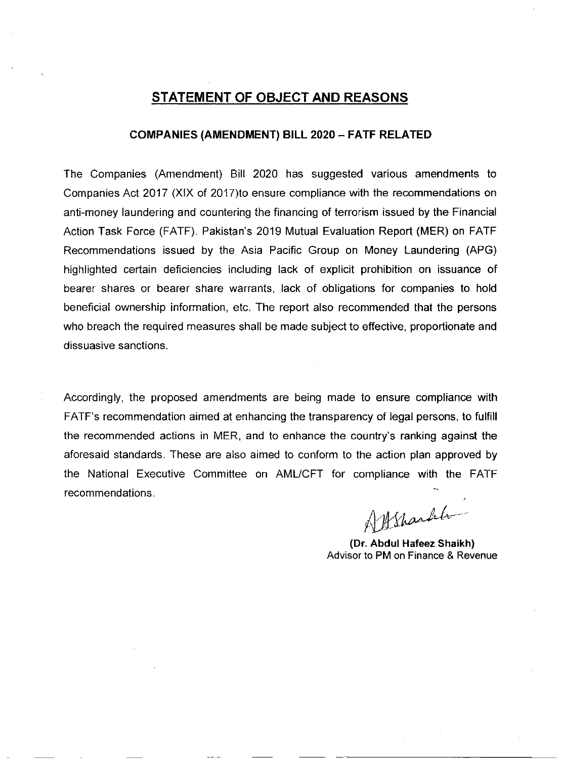# STATEMENT OF OBJECT AND REASONS

## COMPANIES (AMENDMENT) BILL 2020 – FATF RELATED

The Companies (Amendment) Bill 2020 has suggested various amendments to Companies Act 2017 (XIX of 2017)to ensure compliance with the recommendations on anti-money laundering and countering the financing of terrorism issued by the Financial Action Task Force (FATF). Pakistan's 2019 Mutual Evaluation Report (MER) on FATF Recommendations issued by the Asia Pacific Group on Money Laundering (APG) highlighted certain deficiencies including lack of explicit prohibition on issuance of bearer shares or bearer share warrants, lack of obligations for companies to hold beneficial ownership information, etc. The report also recommended that the persons who breach the required measures shall be made subject to effective, proportionate and dissuasive sanctions.

Accordingly, the proposed amendments are being made to ensure compliance with FATF's recommendation aimed at enhancing the transparency of legal persons, to fulfill the recommended actions in MER, and to enhance the country's ranking against the aforesaid standards. These are also aimed to conform to the action plan approved by the National Executive Committee on AML/CFT for compliance with the FATF recommendations.

**(Dr. Abdul Hafeez Shaikh)**
Advisor to PM on Finance & Revenue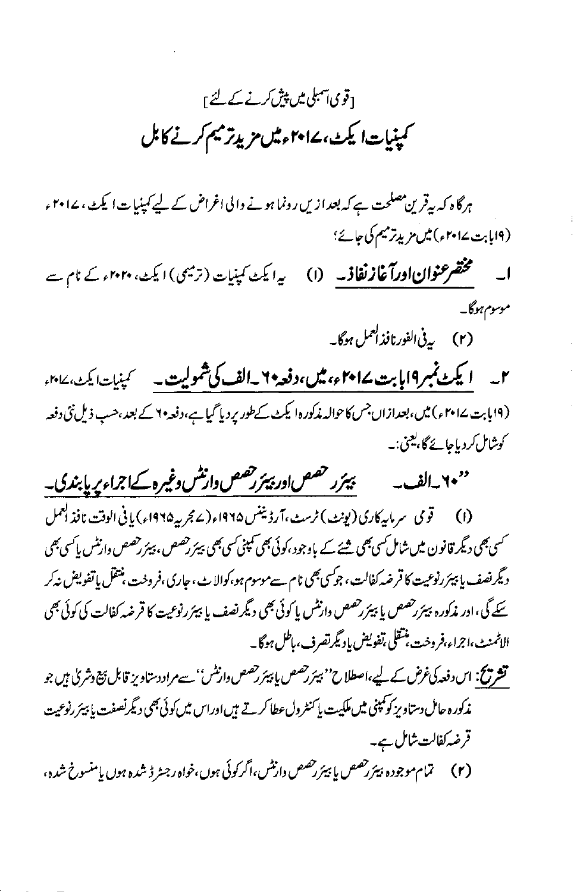[قومی اسمبلی میں پیش کرنے کے لئے]

# کمپنیات ایکٹ، ۲۰۱۷ء میں مزید ترمیم کرنے کا بل

ہرگاہ کہ یہ قرین مصلحت ہے کہ بعد ازیں رونما ہونے والی اغراض کے لیے کمپنیات ایکٹ، ۲۰۱۷ء (۱۹ بابت ۲۰۱۷ء) میں مزید ترمیم کی جائے؛

۱۔ **مختصر عنوان اور آغاز نفاذ۔** (۱) یہ ایکٹ کمپنیات (ترمیمی) ایکٹ، ۲۰۲۰ء کے نام سے موسوم ہوگا۔

(۲) یہ فی الفور نافذ العمل ہوگا۔

۲۔ **ایکٹ نمبر ۱۹ بابت ۲۰۱۷ء، میں، دفعہ ۶۰۔الف کی شمولیت۔** کمپنیات ایکٹ، ۲۰۱۷ء (۱۹ بابت ۲۰۱۷ء) میں، بعد ازاں جس کا حوالہ مذکورہ ایکٹ کے طور پر دیا گیا ہے، دفعہ ۶۰ کے بعد، حسب ذیل نئی دفعہ کو شامل کر دیا جائے گا، یعنی:۔

"۶۰۔الف۔ **بیئرر حصص اور بیئرر حصص وارنٹس وغیرہ کے اجراء پر پابندی۔**

(۱) قومی سرمایہ کاری (یونٹ) ٹرسٹ، آرڈیننس ۱۹۶۵ء (۷ مجریہ ۱۹۶۵ء) یا فی الوقت نافذ العمل کسی بھی دیگر قانون میں شامل کسی بھی شئے کے باوجود، کوئی بھی کمپنی کسی بھی بیئرر حصص، بیئرر حصص وارنٹس یا کسی بھی دیگر نصف یا بیئرر نوعیت کا قرضہ کفالت، جو کسی بھی نام سے موسوم ہو، کو الاٹ، جاری، فروخت، منتقل یا تفویض نہ کر سکے گی، اور مذکورہ بیئرر حصص یا بیئرر حصص وارنٹس یا کوئی بھی دیگر نصف یا بیئرر نوعیت کا قرضہ کفالت کی کوئی بھی الاٹمنٹ، اجراء، فروخت، منتقلی، تفویض یا دیگر تصرف، باطل ہوگا۔

**تشریح:** اس دفعہ کی غرض کے لیے، اصطلاح "بیئرر حصص یا بیئرر حصص وارنٹس" سے مراد دستاویز قابل بیع و شریٰ ہیں جو مذکورہ حامل دستاویز کو کمپنی میں ملکیت یا کنٹرول عطا کرتے ہیں اور اس میں کوئی بھی دیگر نصفت یا بیئرر نوعیت قرضہ کفالت شامل ہے۔

(۲) تمام موجودہ بیئرر حصص یا بیئرر حصص وارنٹس، اگر کوئی ہوں، خواہ رجسٹرڈ شدہ ہوں یا منسوخ شدہ،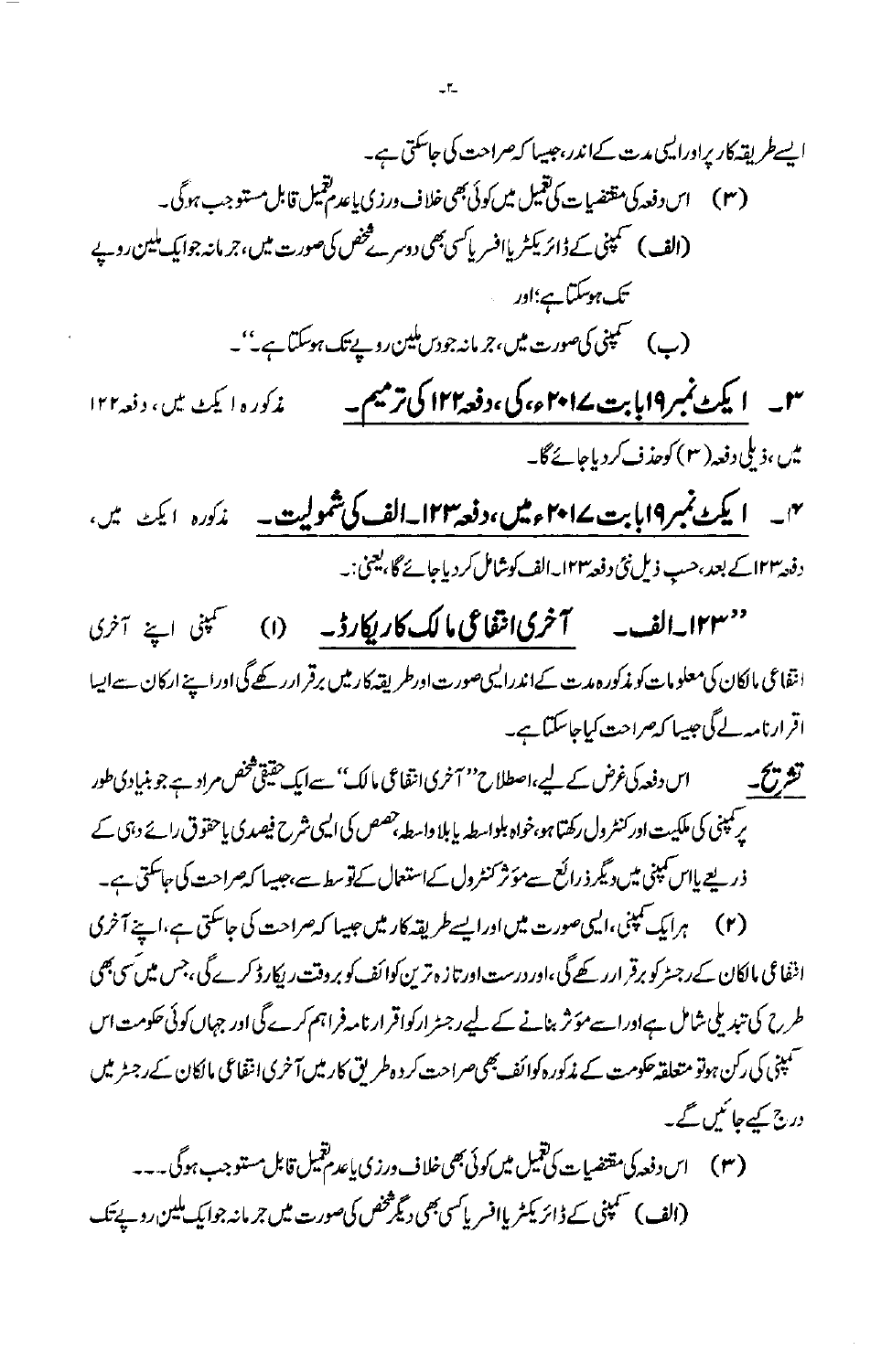ایسے طریقہ کار پر اور ایسی مدت کے اندر، جیسا کہ صراحت کی جاسکتی ہے۔

(۳) اس دفعہ کی مقتضیات کی تعمیل میں کوئی بھی خلاف ورزی یا عدم تعمیل قابل مستوجب ہوگی۔

(الف) کمپنی کے ڈائریکٹر یا افسر یا کسی بھی دوسرے شخص کی صورت میں، جرمانہ جو ایک ملین روپے تک ہوسکتا ہے؛ اور

(ب) کمپنی کی صورت میں، جرمانہ جو دس ملین روپے تک ہوسکتا ہے۔"۔

۳۔ **<u>ایکٹ نمبر ۱۹ بابت ۲۰۱۷ء، کی، دفعہ ۱۲۲ کی ترمیم۔</u>** مذکورہ ایکٹ میں، دفعہ ۱۲۲ میں، ذیلی دفعہ (۳) کو حذف کردیا جائے گا۔

۴۔ **<u>ایکٹ نمبر ۱۹ بابت ۲۰۱۷ء میں، دفعہ ۱۲۳۔الف کی شمولیت۔</u>** مذکورہ ایکٹ میں، دفعہ ۱۲۳ کے بعد، حسب ذیل نئی دفعہ ۱۲۳۔الف کو شامل کردیا جائے گا، یعنی:۔

"۱۲۳۔الف۔ **آخری انتفاعی مالک کا ریکارڈ۔** (۱) کمپنی اپنے آخری انتفاعی مالکان کی معلومات کو مذکورہ مدت کے اندر ایسی صورت اور طریقہ کار میں برقرار رکھے گی اور اپنے ارکان سے ایسا اقرارنامہ لے گی جیسا کہ صراحت کیا جاسکتا ہے۔

**<u>تشریح۔</u>** اس دفعہ کی غرض کے لیے، اصطلاح "آخری انتفاعی مالک" سے ایک حقیقی شخص مراد ہے جو بنیادی طور پر کمپنی کی ملکیت اور کنٹرول رکھتا ہو، خواہ بلاواسطہ یا بالواسطہ، حصص کی ایسی شرح فیصدی یا حقوق رائے دہی کے ذریعے یا اس کمپنی میں دیگر ذرائع سے مؤثر کنٹرول کے استعمال کے توسط سے، جیسا کہ صراحت کی جاسکتی ہے۔

(۲) ہر ایک کمپنی، ایسی صورت میں اور ایسے طریقہ کار میں جیسا کہ صراحت کی جاسکتی ہے، اپنے آخری انتفاعی مالکان کے رجسٹر کو برقرار رکھے گی، اور درست اور تازہ ترین کوائف کو بروقت ریکارڈ کرے گی، جس میں کسی بھی طرح کی تبدیلی شامل ہے اور اسے مؤثر بنانے کے لیے رجسٹرار کو اقرارنامہ فراہم کرے گی اور جہاں کوئی حکومت اس کمپنی کی رکن ہو تو متعلقہ حکومت کے مذکورہ کوائف بھی صراحت کردہ طریق کار میں آخری انتفاعی مالکان کے رجسٹر میں درج کیے جائیں گے۔

(۳) اس دفعہ کی مقتضیات کی تعمیل میں کوئی بھی خلاف ورزی یا عدم تعمیل قابل مستوجب ہوگی۔۔۔

(الف) کمپنی کے ڈائریکٹر یا افسر یا کسی بھی دیگر شخص کی صورت میں جرمانہ جو ایک ملین روپے تک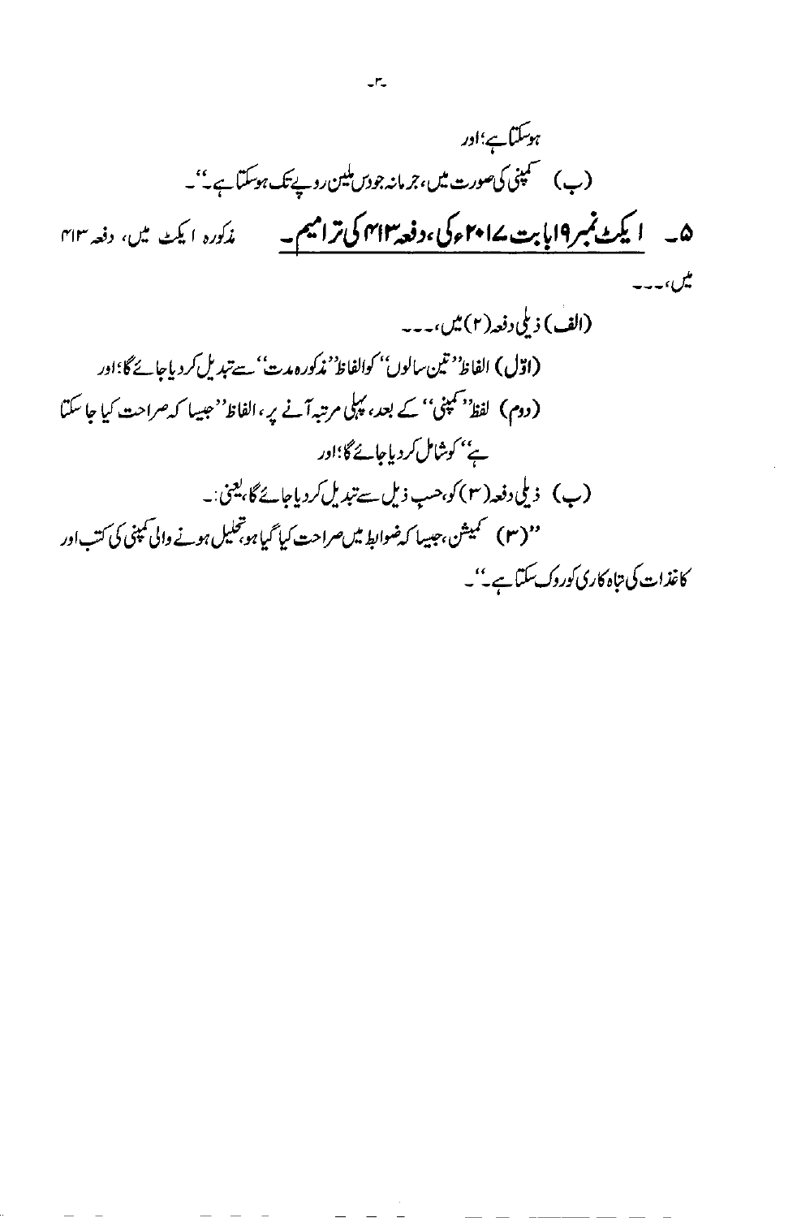ہوسکتا ہے؛اور

(ب) کمپنی کی صورت میں، جرمانہ جو دس ملین روپے تک ہوسکتا ہے۔"۔

**۵۔ ایکٹ نمبر ۱۹ بابت ۲۰۱۷ء کی، دفعہ ۴۱۴ کی ترامیم۔** مذکورہ ایکٹ میں، دفعہ ۴۱۴ میں،۔۔۔

(الف) ذیلی دفعہ (۲) میں،۔۔۔

(اوّل) الفاظ "تین سالوں" کو الفاظ "مذکورہ مدت" سے تبدیل کردیا جائے گا؛اور

(دوم) لفظ "کمپنی" کے بعد، پہلی مرتبہ آنے پر، الفاظ "جیسا کہ صراحت کیا جا سکتا ہے" کو شامل کردیا جائے گا؛اور

(ب) ذیلی دفعہ (۳) کو، حسب ذیل سے تبدیل کردیا جائے گا، یعنی:۔

"(۳) کمیشن، جیسا کہ ضوابط میں صراحت کیا گیا ہو، تحلیل ہونے والی کمپنی کی کتب اور کاغذات کی تباہ کاری کو روک سکتا ہے۔"۔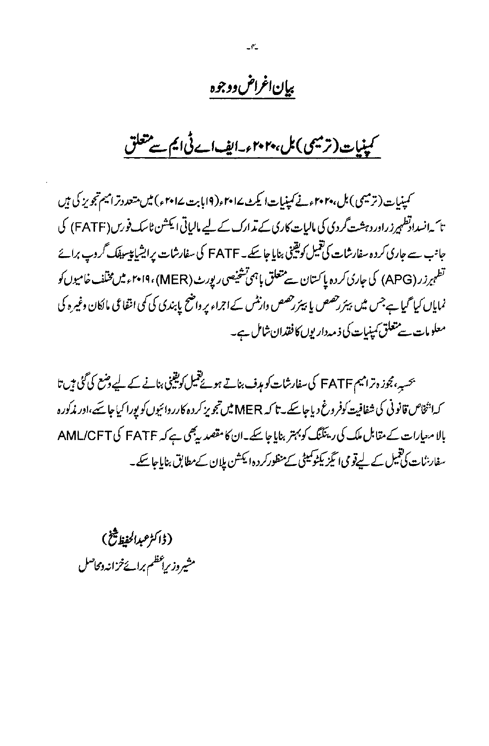## بیان اغراض ووجوہ

## کمپنیات (ترمیمی) بل، ۲۰۲۰ء۔ ایف اے ٹی ایم سے متعلق

کمپنیات (ترمیمی) بل، ۲۰۲۰ء نے کمپنیات ایکٹ ۲۰۱۷ء (۱۹ بابت ۲۰۱۷ء) میں متعدد ترامیم تجویز کی ہیں تا کہ انسداد تطہیر زر اور دہشت گردی کی مالیات کاری کے تدارک کے لیے مالیاتی ایکشن ٹاسک فورس (FATF) کی جانب سے جاری کردہ سفارشات کی تعمیل کو یقینی بنایا جا سکے۔ FATF کی سفارشات پر ایشیا پیسیفک گروپ برائے تطہیر زر (APG) کی جاری کردہ پاکستان سے متعلق باہمی تشخیصی رپورٹ (MER)، ۲۰۱۹ء میں مختلف خامیوں کو نمایاں کیا گیا ہے جس میں بیئرر حصص یا بیئرر حصص وارنٹس کے اجراء پر واضح پابندی کی کمی انتفاعی مالکان وغیرہ کی معلومات سے متعلق کمپنیات کی ذمہ داریوں کا فقدان شامل ہے۔

بحسبہٖ، مجوزہ ترامیم FATF کی سفارشات کو ہدف بناتے ہوئے تعمیل کو یقینی بنانے کے لیے وضع کی گئی ہیں تا کہ اشخاص قانونی کی شفافیت کو فروغ دیا جا سکے۔ تا کہ MER میں تجویز کردہ کارروائیوں کو پورا کیا جا سکے، اور مذکورہ بالا معیارات کے مقابل ملک کی ریٹنگ کو بہتر بنایا جا سکے۔ ان کا مقصد یہ بھی ہے کہ FATF کی AML/CFT سفارشات کی تعمیل کے لیے قومی ایگزیکٹو کمیٹی کے منظور کردہ ایکشن پلان کے مطابق بنایا جا سکے۔

(ڈاکٹر عبدالحفیظ شیخ)
مشیر وزیر اعظم برائے خزانہ ومحاصل